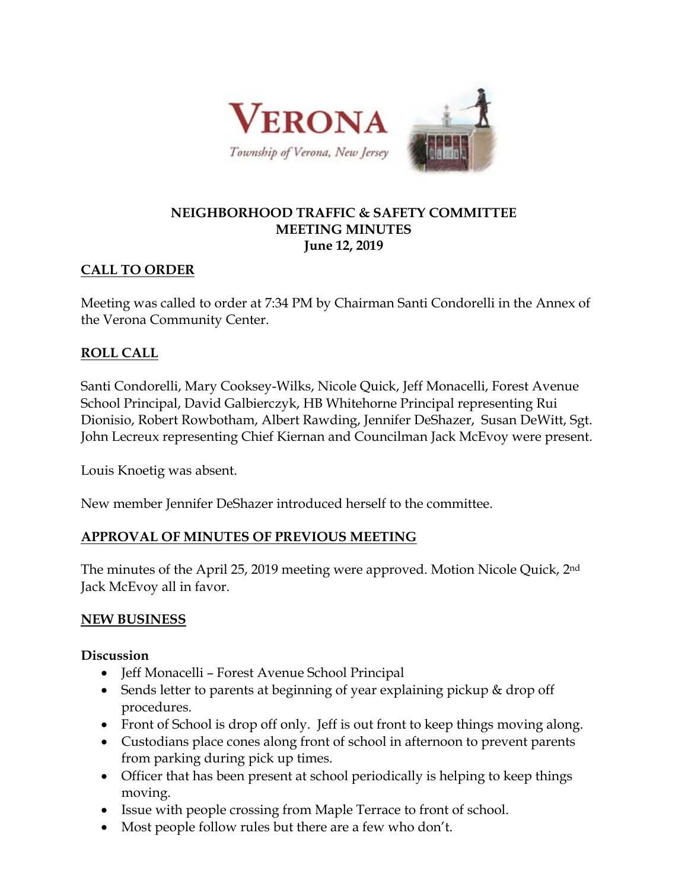VERONA

*Township of Verona, New Jersey*

**NEIGHBORHOOD TRAFFIC & SAFETY COMMITTEE**
**MEETING MINUTES**
**June 12, 2019**

## CALL TO ORDER

Meeting was called to order at 7:34 PM by Chairman Santi Condorelli in the Annex of the Verona Community Center.

## ROLL CALL

Santi Condorelli, Mary Cooksey-Wilks, Nicole Quick, Jeff Monacelli, Forest Avenue School Principal, David Galbierczyk, HB Whitehorne Principal representing Rui Dionisio, Robert Rowbotham, Albert Rawding, Jennifer DeShazer, Susan DeWitt, Sgt. John Lecreux representing Chief Kiernan and Councilman Jack McEvoy were present.

Louis Knoetig was absent.

New member Jennifer DeShazer introduced herself to the committee.

## APPROVAL OF MINUTES OF PREVIOUS MEETING

The minutes of the April 25, 2019 meeting were approved. Motion Nicole Quick, 2nd Jack McEvoy all in favor.

## NEW BUSINESS

**Discussion**

- Jeff Monacelli – Forest Avenue School Principal
- Sends letter to parents at beginning of year explaining pickup & drop off procedures.
- Front of School is drop off only. Jeff is out front to keep things moving along.
- Custodians place cones along front of school in afternoon to prevent parents from parking during pick up times.
- Officer that has been present at school periodically is helping to keep things moving.
- Issue with people crossing from Maple Terrace to front of school.
- Most people follow rules but there are a few who don't.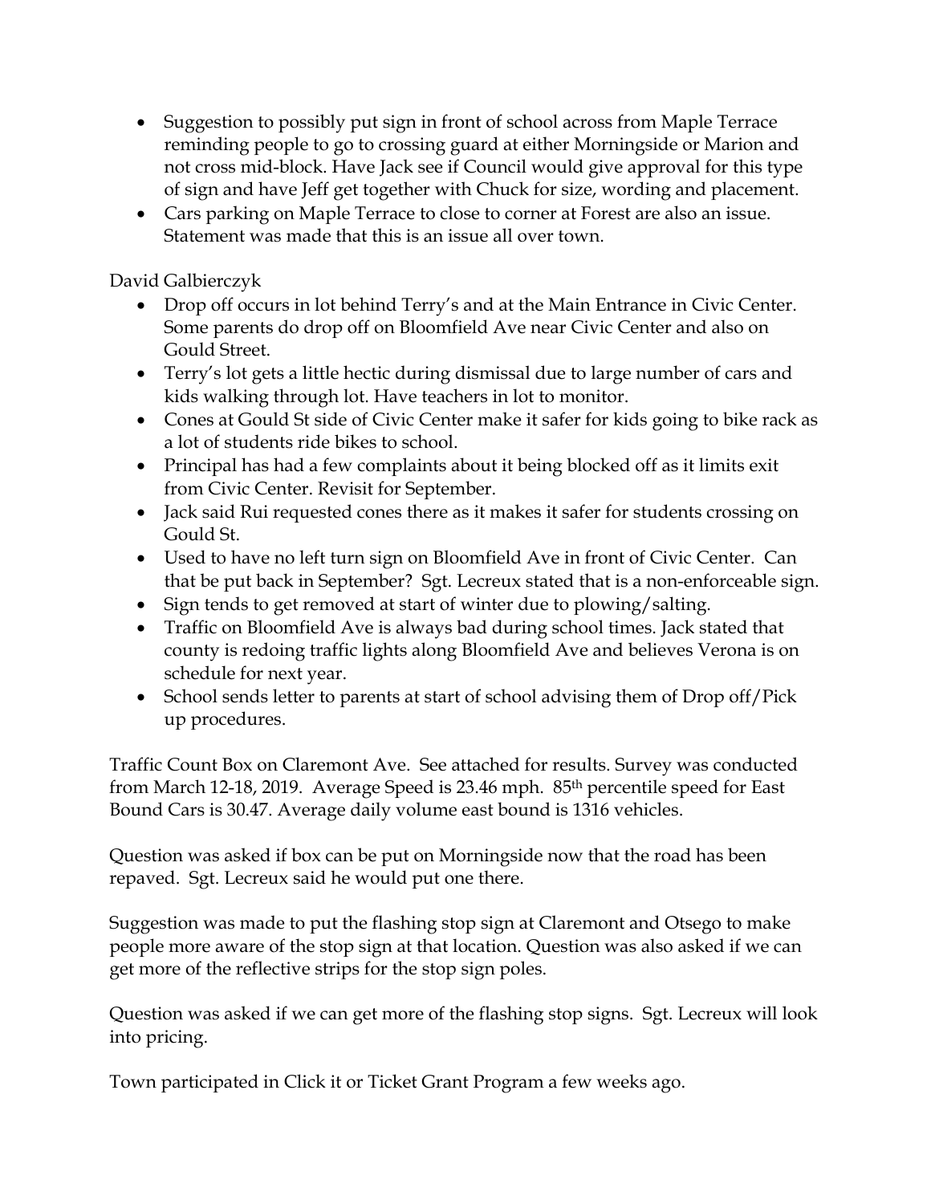- Suggestion to possibly put sign in front of school across from Maple Terrace reminding people to go to crossing guard at either Morningside or Marion and not cross mid-block. Have Jack see if Council would give approval for this type of sign and have Jeff get together with Chuck for size, wording and placement.
- Cars parking on Maple Terrace to close to corner at Forest are also an issue. Statement was made that this is an issue all over town.

David Galbierczyk

- Drop off occurs in lot behind Terry's and at the Main Entrance in Civic Center. Some parents do drop off on Bloomfield Ave near Civic Center and also on Gould Street.
- Terry's lot gets a little hectic during dismissal due to large number of cars and kids walking through lot. Have teachers in lot to monitor.
- Cones at Gould St side of Civic Center make it safer for kids going to bike rack as a lot of students ride bikes to school.
- Principal has had a few complaints about it being blocked off as it limits exit from Civic Center. Revisit for September.
- Jack said Rui requested cones there as it makes it safer for students crossing on Gould St.
- Used to have no left turn sign on Bloomfield Ave in front of Civic Center. Can that be put back in September? Sgt. Lecreux stated that is a non-enforceable sign.
- Sign tends to get removed at start of winter due to plowing/salting.
- Traffic on Bloomfield Ave is always bad during school times. Jack stated that county is redoing traffic lights along Bloomfield Ave and believes Verona is on schedule for next year.
- School sends letter to parents at start of school advising them of Drop off/Pick up procedures.

Traffic Count Box on Claremont Ave. See attached for results. Survey was conducted from March 12-18, 2019. Average Speed is 23.46 mph. 85th percentile speed for East Bound Cars is 30.47. Average daily volume east bound is 1316 vehicles.

Question was asked if box can be put on Morningside now that the road has been repaved. Sgt. Lecreux said he would put one there.

Suggestion was made to put the flashing stop sign at Claremont and Otsego to make people more aware of the stop sign at that location. Question was also asked if we can get more of the reflective strips for the stop sign poles.

Question was asked if we can get more of the flashing stop signs. Sgt. Lecreux will look into pricing.

Town participated in Click it or Ticket Grant Program a few weeks ago.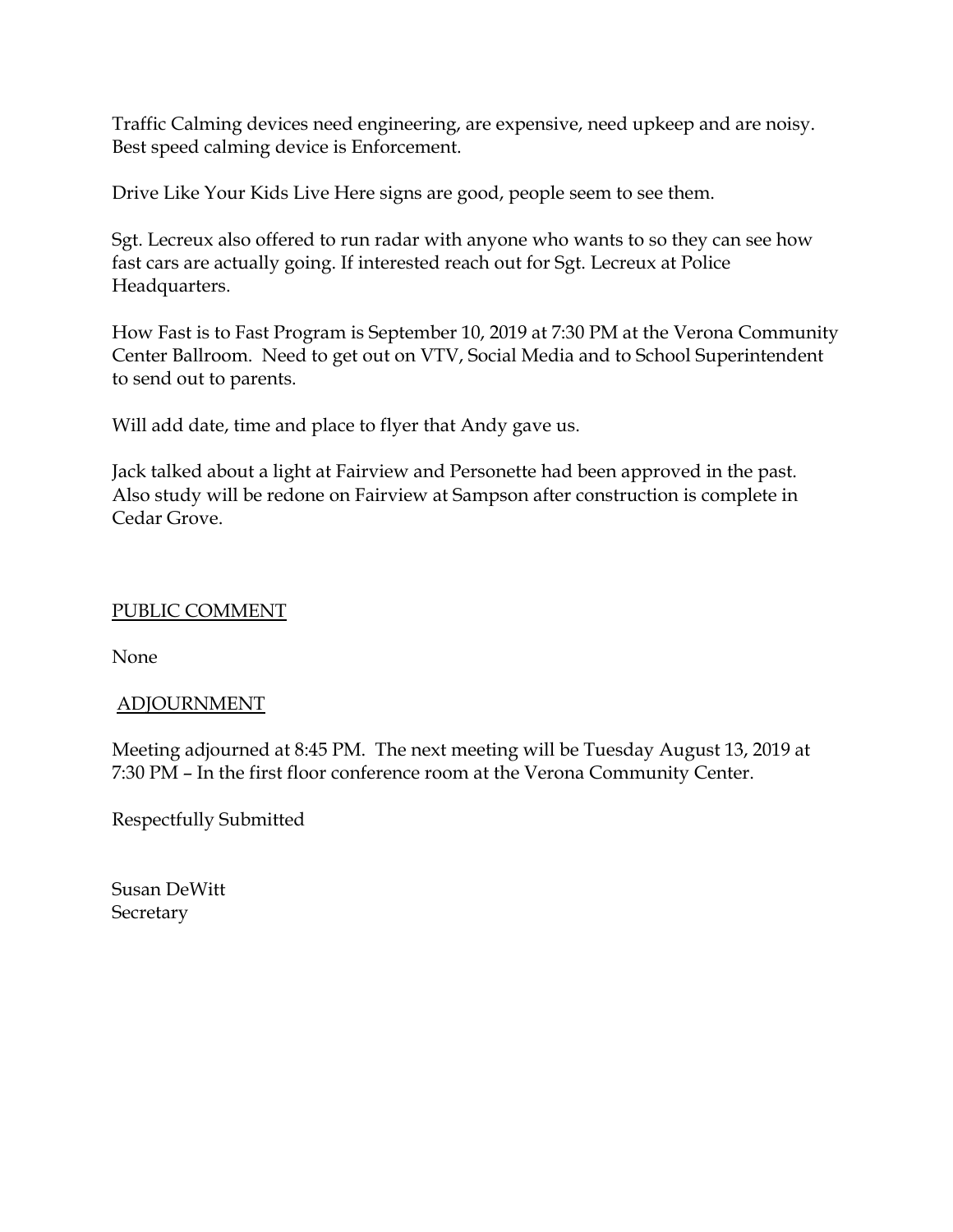Traffic Calming devices need engineering, are expensive, need upkeep and are noisy. Best speed calming device is Enforcement.

Drive Like Your Kids Live Here signs are good, people seem to see them.

Sgt. Lecreux also offered to run radar with anyone who wants to so they can see how fast cars are actually going. If interested reach out for Sgt. Lecreux at Police Headquarters.

How Fast is to Fast Program is September 10, 2019 at 7:30 PM at the Verona Community Center Ballroom. Need to get out on VTV, Social Media and to School Superintendent to send out to parents.

Will add date, time and place to flyer that Andy gave us.

Jack talked about a light at Fairview and Personette had been approved in the past. Also study will be redone on Fairview at Sampson after construction is complete in Cedar Grove.

PUBLIC COMMENT

None

ADJOURNMENT

Meeting adjourned at 8:45 PM. The next meeting will be Tuesday August 13, 2019 at 7:30 PM – In the first floor conference room at the Verona Community Center.

Respectfully Submitted

Susan DeWitt
Secretary